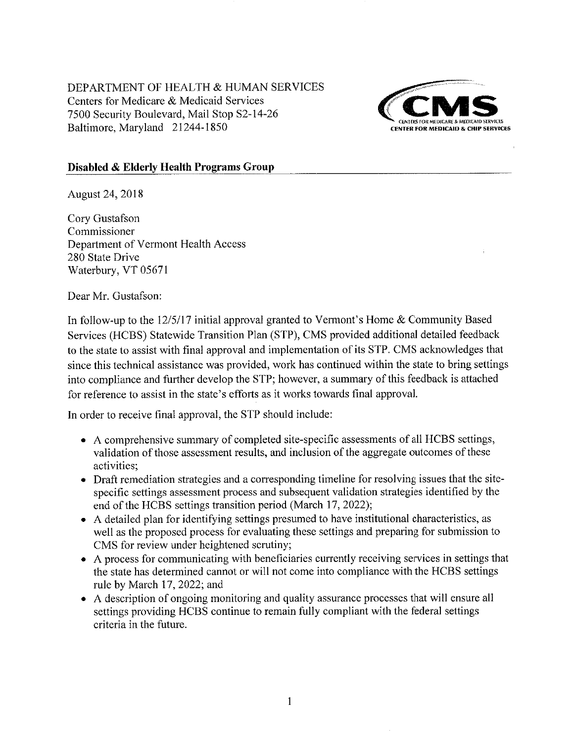DEPARTMENT OF HEALTH & HUMAN SERVICES
Centers for Medicare & Medicaid Services
7500 Security Boulevard, Mail Stop S2-14-26
Baltimore, Maryland 21244-1850

CMS
CENTERS FOR MEDICARE & MEDICAID SERVICES
CENTER FOR MEDICAID & CHIP SERVICES

**Disabled & Elderly Health Programs Group**

August 24, 2018

Cory Gustafson
Commissioner
Department of Vermont Health Access
280 State Drive
Waterbury, VT 05671

Dear Mr. Gustafson:

In follow-up to the 12/5/17 initial approval granted to Vermont's Home & Community Based Services (HCBS) Statewide Transition Plan (STP), CMS provided additional detailed feedback to the state to assist with final approval and implementation of its STP. CMS acknowledges that since this technical assistance was provided, work has continued within the state to bring settings into compliance and further develop the STP; however, a summary of this feedback is attached for reference to assist in the state's efforts as it works towards final approval.

In order to receive final approval, the STP should include:

- A comprehensive summary of completed site-specific assessments of all HCBS settings, validation of those assessment results, and inclusion of the aggregate outcomes of these activities;
- Draft remediation strategies and a corresponding timeline for resolving issues that the site-specific settings assessment process and subsequent validation strategies identified by the end of the HCBS settings transition period (March 17, 2022);
- A detailed plan for identifying settings presumed to have institutional characteristics, as well as the proposed process for evaluating these settings and preparing for submission to CMS for review under heightened scrutiny;
- A process for communicating with beneficiaries currently receiving services in settings that the state has determined cannot or will not come into compliance with the HCBS settings rule by March 17, 2022; and
- A description of ongoing monitoring and quality assurance processes that will ensure all settings providing HCBS continue to remain fully compliant with the federal settings criteria in the future.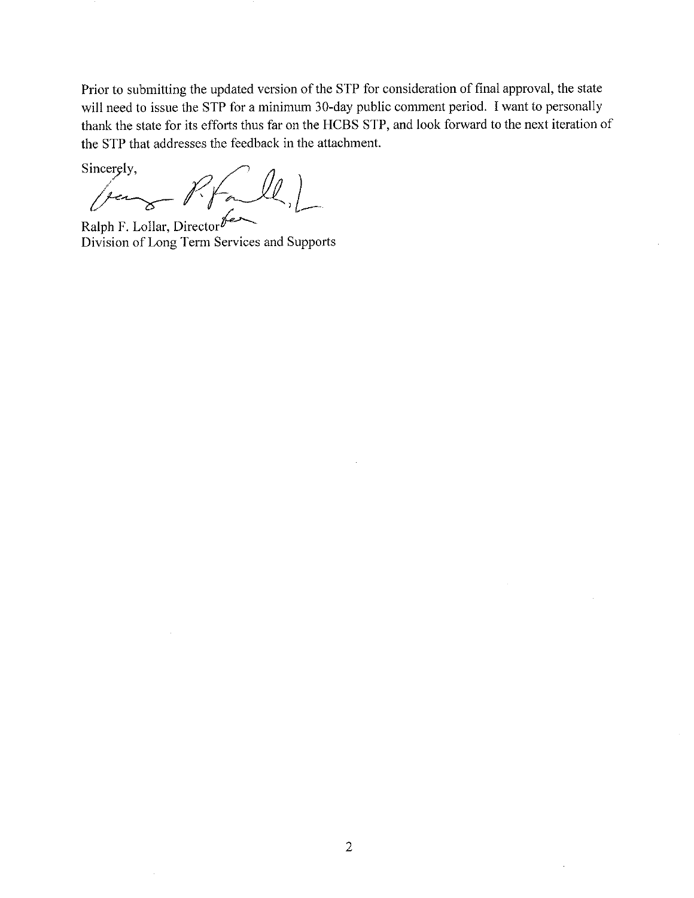Prior to submitting the updated version of the STP for consideration of final approval, the state will need to issue the STP for a minimum 30-day public comment period. I want to personally thank the state for its efforts thus far on the HCBS STP, and look forward to the next iteration of the STP that addresses the feedback in the attachment.

Sincerely,

Ralph F. Lollar, Director
Division of Long Term Services and Supports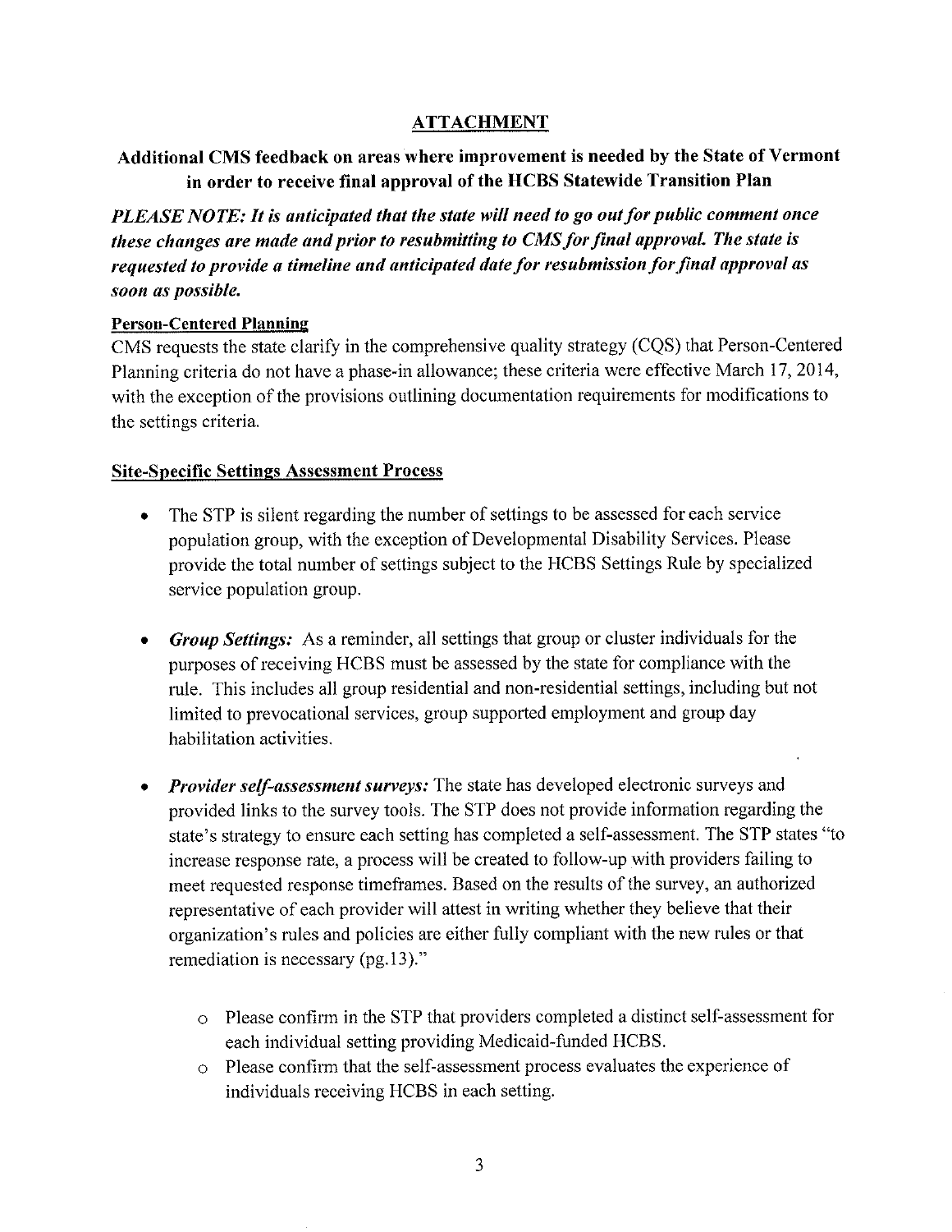## ATTACHMENT

### Additional CMS feedback on areas where improvement is needed by the State of Vermont in order to receive final approval of the HCBS Statewide Transition Plan

***PLEASE NOTE: It is anticipated that the state will need to go out for public comment once these changes are made and prior to resubmitting to CMS for final approval. The state is requested to provide a timeline and anticipated date for resubmission for final approval as soon as possible.***

**Person-Centered Planning**

CMS requests the state clarify in the comprehensive quality strategy (CQS) that Person-Centered Planning criteria do not have a phase-in allowance; these criteria were effective March 17, 2014, with the exception of the provisions outlining documentation requirements for modifications to the settings criteria.

**Site-Specific Settings Assessment Process**

- The STP is silent regarding the number of settings to be assessed for each service population group, with the exception of Developmental Disability Services. Please provide the total number of settings subject to the HCBS Settings Rule by specialized service population group.
- ***Group Settings:*** As a reminder, all settings that group or cluster individuals for the purposes of receiving HCBS must be assessed by the state for compliance with the rule. This includes all group residential and non-residential settings, including but not limited to prevocational services, group supported employment and group day habilitation activities.
- ***Provider self-assessment surveys:*** The state has developed electronic surveys and provided links to the survey tools. The STP does not provide information regarding the state's strategy to ensure each setting has completed a self-assessment. The STP states "to increase response rate, a process will be created to follow-up with providers failing to meet requested response timeframes. Based on the results of the survey, an authorized representative of each provider will attest in writing whether they believe that their organization's rules and policies are either fully compliant with the new rules or that remediation is necessary (pg.13)."
  - Please confirm in the STP that providers completed a distinct self-assessment for each individual setting providing Medicaid-funded HCBS.
  - Please confirm that the self-assessment process evaluates the experience of individuals receiving HCBS in each setting.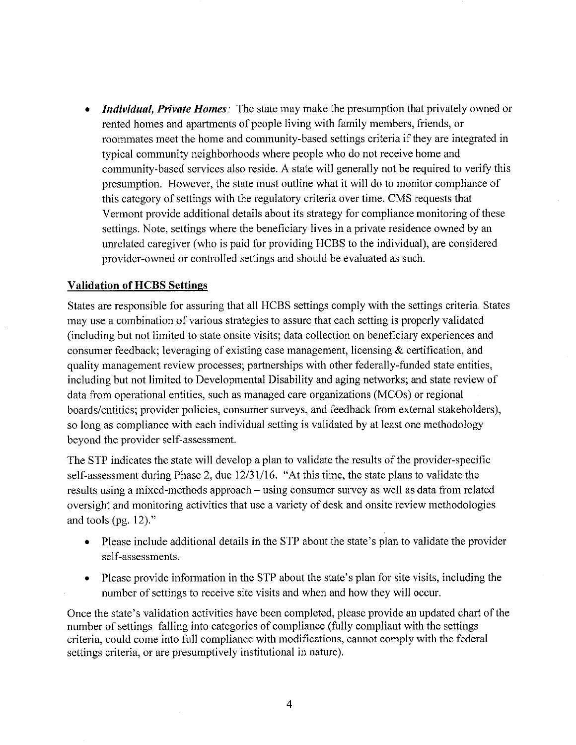- ***Individual, Private Homes:*** The state may make the presumption that privately owned or rented homes and apartments of people living with family members, friends, or roommates meet the home and community-based settings criteria if they are integrated in typical community neighborhoods where people who do not receive home and community-based services also reside. A state will generally not be required to verify this presumption. However, the state must outline what it will do to monitor compliance of this category of settings with the regulatory criteria over time. CMS requests that Vermont provide additional details about its strategy for compliance monitoring of these settings. Note, settings where the beneficiary lives in a private residence owned by an unrelated caregiver (who is paid for providing HCBS to the individual), are considered provider-owned or controlled settings and should be evaluated as such.

**Validation of HCBS Settings**

States are responsible for assuring that all HCBS settings comply with the settings criteria. States may use a combination of various strategies to assure that each setting is properly validated (including but not limited to state onsite visits; data collection on beneficiary experiences and consumer feedback; leveraging of existing case management, licensing & certification, and quality management review processes; partnerships with other federally-funded state entities, including but not limited to Developmental Disability and aging networks; and state review of data from operational entities, such as managed care organizations (MCOs) or regional boards/entities; provider policies, consumer surveys, and feedback from external stakeholders), so long as compliance with each individual setting is validated by at least one methodology beyond the provider self-assessment.

The STP indicates the state will develop a plan to validate the results of the provider-specific self-assessment during Phase 2, due 12/31/16. "At this time, the state plans to validate the results using a mixed-methods approach – using consumer survey as well as data from related oversight and monitoring activities that use a variety of desk and onsite review methodologies and tools (pg. 12)."

- Please include additional details in the STP about the state's plan to validate the provider self-assessments.
- Please provide information in the STP about the state's plan for site visits, including the number of settings to receive site visits and when and how they will occur.

Once the state's validation activities have been completed, please provide an updated chart of the number of settings falling into categories of compliance (fully compliant with the settings criteria, could come into full compliance with modifications, cannot comply with the federal settings criteria, or are presumptively institutional in nature).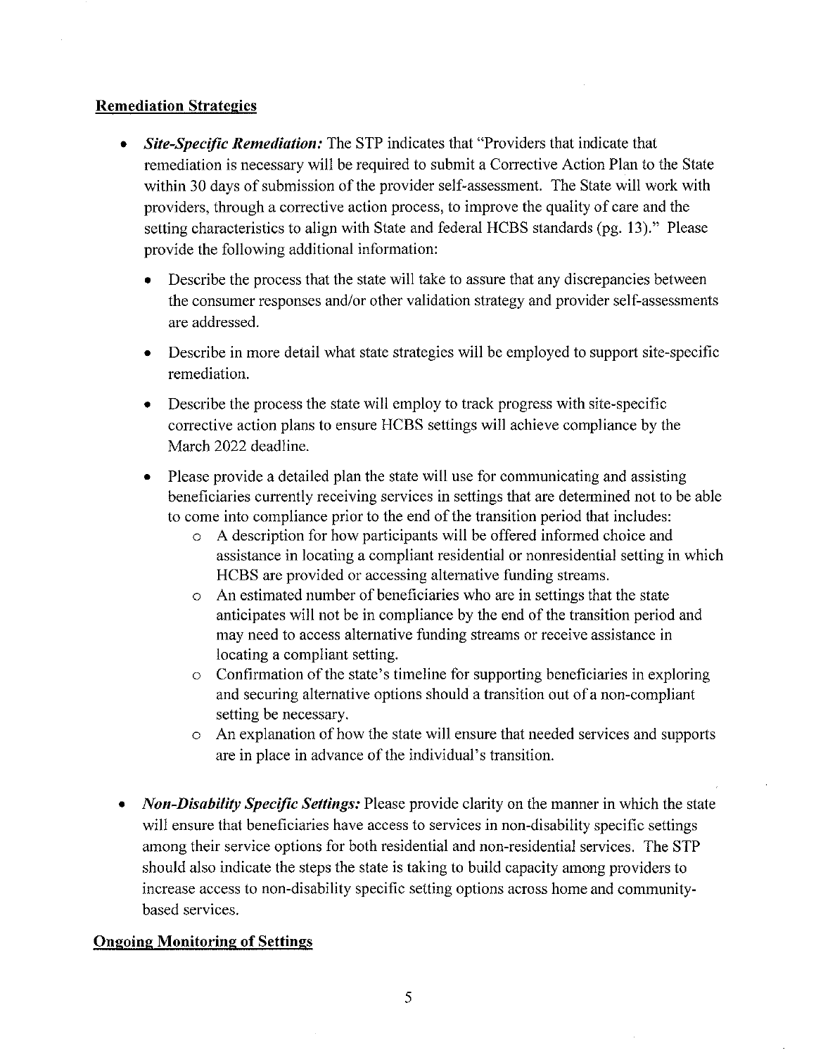## Remediation Strategies

- ***Site-Specific Remediation:*** The STP indicates that "Providers that indicate that remediation is necessary will be required to submit a Corrective Action Plan to the State within 30 days of submission of the provider self-assessment. The State will work with providers, through a corrective action process, to improve the quality of care and the setting characteristics to align with State and federal HCBS standards (pg. 13)." Please provide the following additional information:
  - Describe the process that the state will take to assure that any discrepancies between the consumer responses and/or other validation strategy and provider self-assessments are addressed.
  - Describe in more detail what state strategies will be employed to support site-specific remediation.
  - Describe the process the state will employ to track progress with site-specific corrective action plans to ensure HCBS settings will achieve compliance by the March 2022 deadline.
  - Please provide a detailed plan the state will use for communicating and assisting beneficiaries currently receiving services in settings that are determined not to be able to come into compliance prior to the end of the transition period that includes:
    - A description for how participants will be offered informed choice and assistance in locating a compliant residential or nonresidential setting in which HCBS are provided or accessing alternative funding streams.
    - An estimated number of beneficiaries who are in settings that the state anticipates will not be in compliance by the end of the transition period and may need to access alternative funding streams or receive assistance in locating a compliant setting.
    - Confirmation of the state's timeline for supporting beneficiaries in exploring and securing alternative options should a transition out of a non-compliant setting be necessary.
    - An explanation of how the state will ensure that needed services and supports are in place in advance of the individual's transition.

- ***Non-Disability Specific Settings:*** Please provide clarity on the manner in which the state will ensure that beneficiaries have access to services in non-disability specific settings among their service options for both residential and non-residential services. The STP should also indicate the steps the state is taking to build capacity among providers to increase access to non-disability specific setting options across home and community-based services.

## Ongoing Monitoring of Settings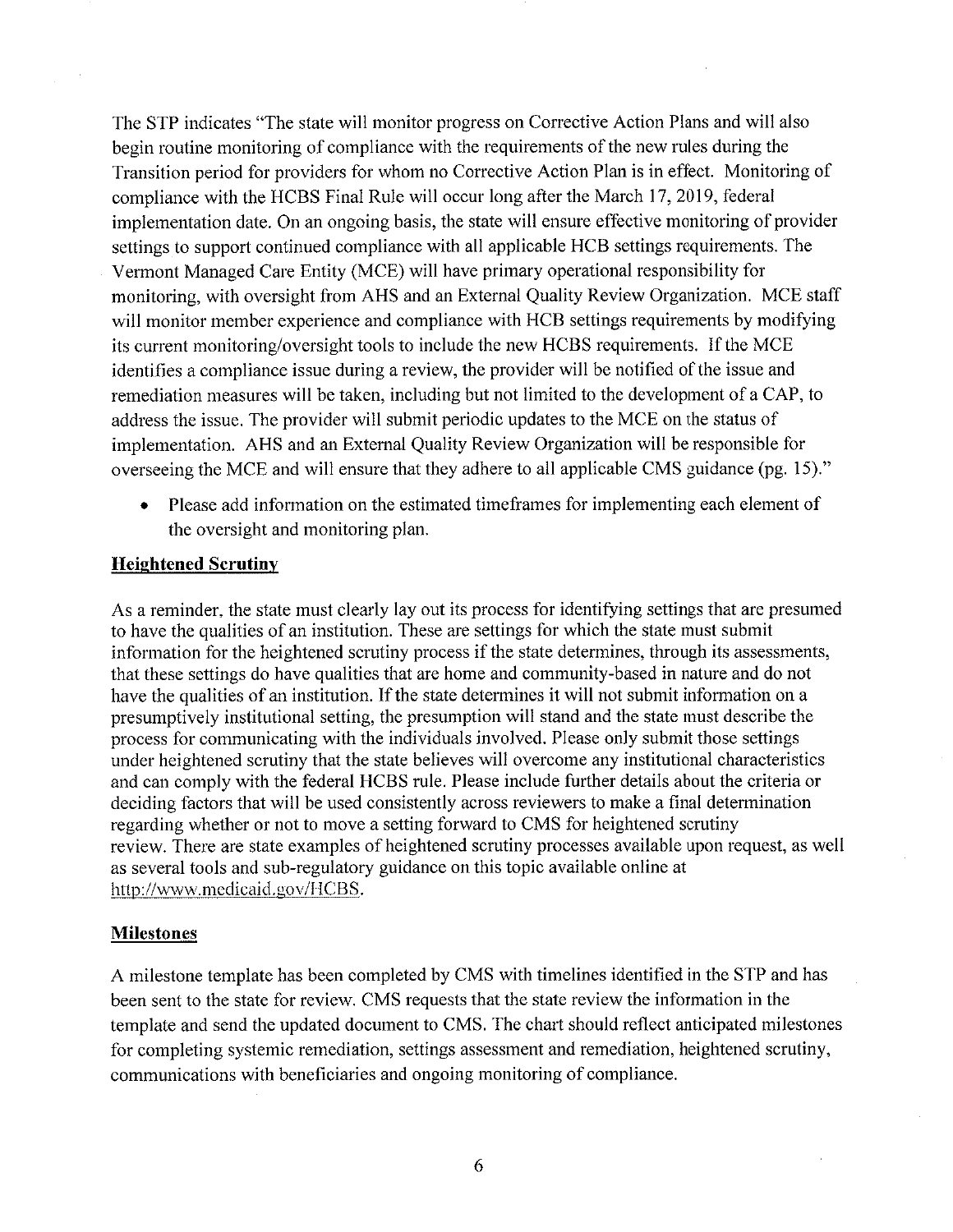The STP indicates "The state will monitor progress on Corrective Action Plans and will also begin routine monitoring of compliance with the requirements of the new rules during the Transition period for providers for whom no Corrective Action Plan is in effect. Monitoring of compliance with the HCBS Final Rule will occur long after the March 17, 2019, federal implementation date. On an ongoing basis, the state will ensure effective monitoring of provider settings to support continued compliance with all applicable HCB settings requirements. The Vermont Managed Care Entity (MCE) will have primary operational responsibility for monitoring, with oversight from AHS and an External Quality Review Organization. MCE staff will monitor member experience and compliance with HCB settings requirements by modifying its current monitoring/oversight tools to include the new HCBS requirements. If the MCE identifies a compliance issue during a review, the provider will be notified of the issue and remediation measures will be taken, including but not limited to the development of a CAP, to address the issue. The provider will submit periodic updates to the MCE on the status of implementation. AHS and an External Quality Review Organization will be responsible for overseeing the MCE and will ensure that they adhere to all applicable CMS guidance (pg. 15)."

- Please add information on the estimated timeframes for implementing each element of the oversight and monitoring plan.

## Heightened Scrutiny

As a reminder, the state must clearly lay out its process for identifying settings that are presumed to have the qualities of an institution. These are settings for which the state must submit information for the heightened scrutiny process if the state determines, through its assessments, that these settings do have qualities that are home and community-based in nature and do not have the qualities of an institution. If the state determines it will not submit information on a presumptively institutional setting, the presumption will stand and the state must describe the process for communicating with the individuals involved. Please only submit those settings under heightened scrutiny that the state believes will overcome any institutional characteristics and can comply with the federal HCBS rule. Please include further details about the criteria or deciding factors that will be used consistently across reviewers to make a final determination regarding whether or not to move a setting forward to CMS for heightened scrutiny review. There are state examples of heightened scrutiny processes available upon request, as well as several tools and sub-regulatory guidance on this topic available online at http://www.medicaid.gov/HCBS.

## Milestones

A milestone template has been completed by CMS with timelines identified in the STP and has been sent to the state for review. CMS requests that the state review the information in the template and send the updated document to CMS. The chart should reflect anticipated milestones for completing systemic remediation, settings assessment and remediation, heightened scrutiny, communications with beneficiaries and ongoing monitoring of compliance.